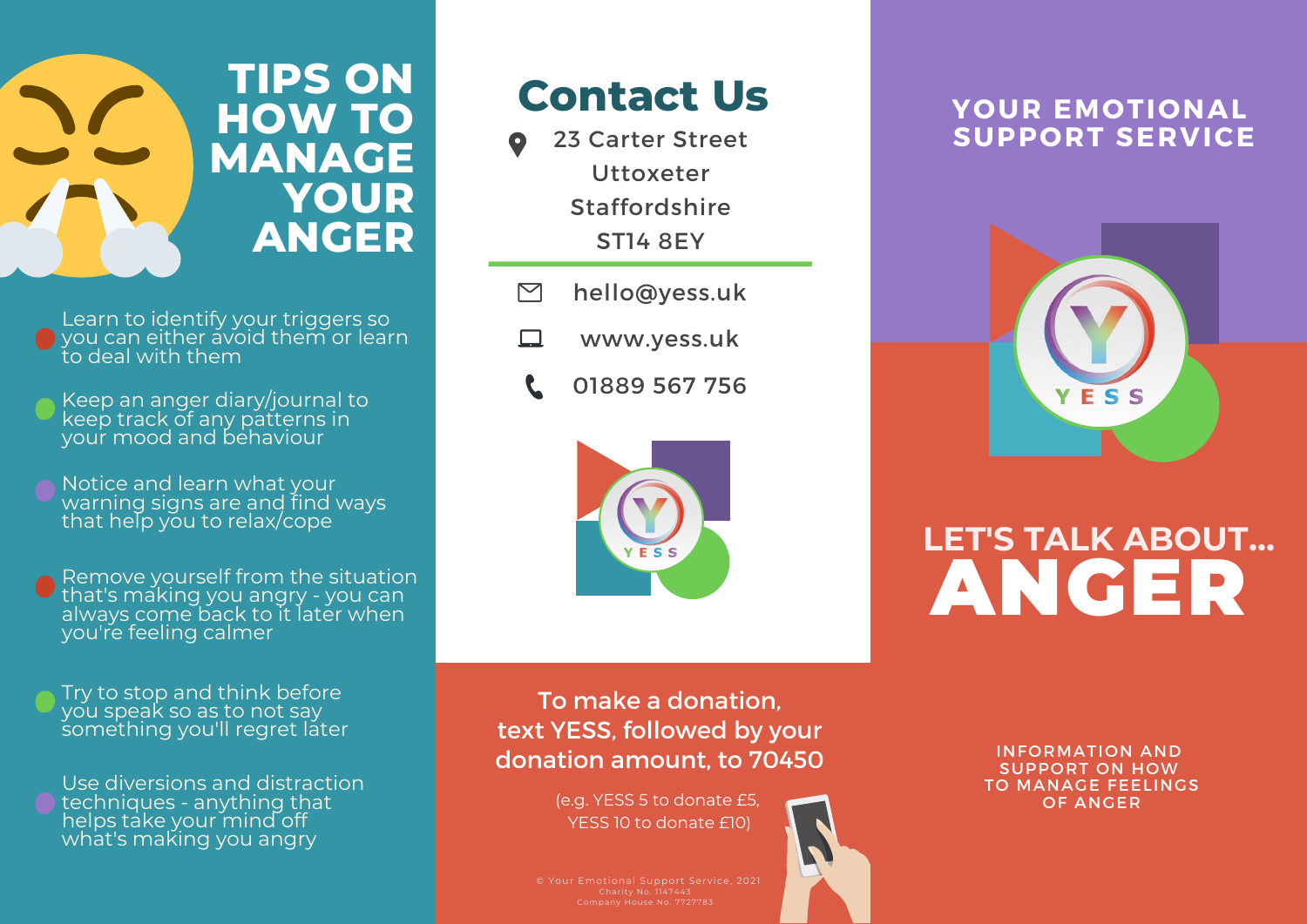# TIPS ON HOW TO MANAGE YOUR ANGER

- Learn to identify your triggers so you can either avoid them or learn to deal with them
- Keep an anger diary/journal to keep track of any patterns in your mood and behaviour
- Notice and learn what your warning signs are and find ways that help you to relax/cope
- Remove yourself from the situation that's making you angry - you can always come back to it later when you're feeling calmer
- Try to stop and think before you speak so as to not say something you'll regret later
- Use diversions and distraction techniques - anything that helps take your mind off what's making you angry

# Contact Us

23 Carter Street
Uttoxeter
Staffordshire
ST14 8EY

hello@yess.uk

www.yess.uk

01889 567 756

YESS

**To make a donation, text YESS, followed by your donation amount, to 70450**

(e.g. YESS 5 to donate £5, YESS 10 to donate £10)

© Your Emotional Support Service, 2021
Charity No. 1147443
Company House No. 7727783

## YOUR EMOTIONAL SUPPORT SERVICE

YESS

# LET'S TALK ABOUT... ANGER

INFORMATION AND SUPPORT ON HOW TO MANAGE FEELINGS OF ANGER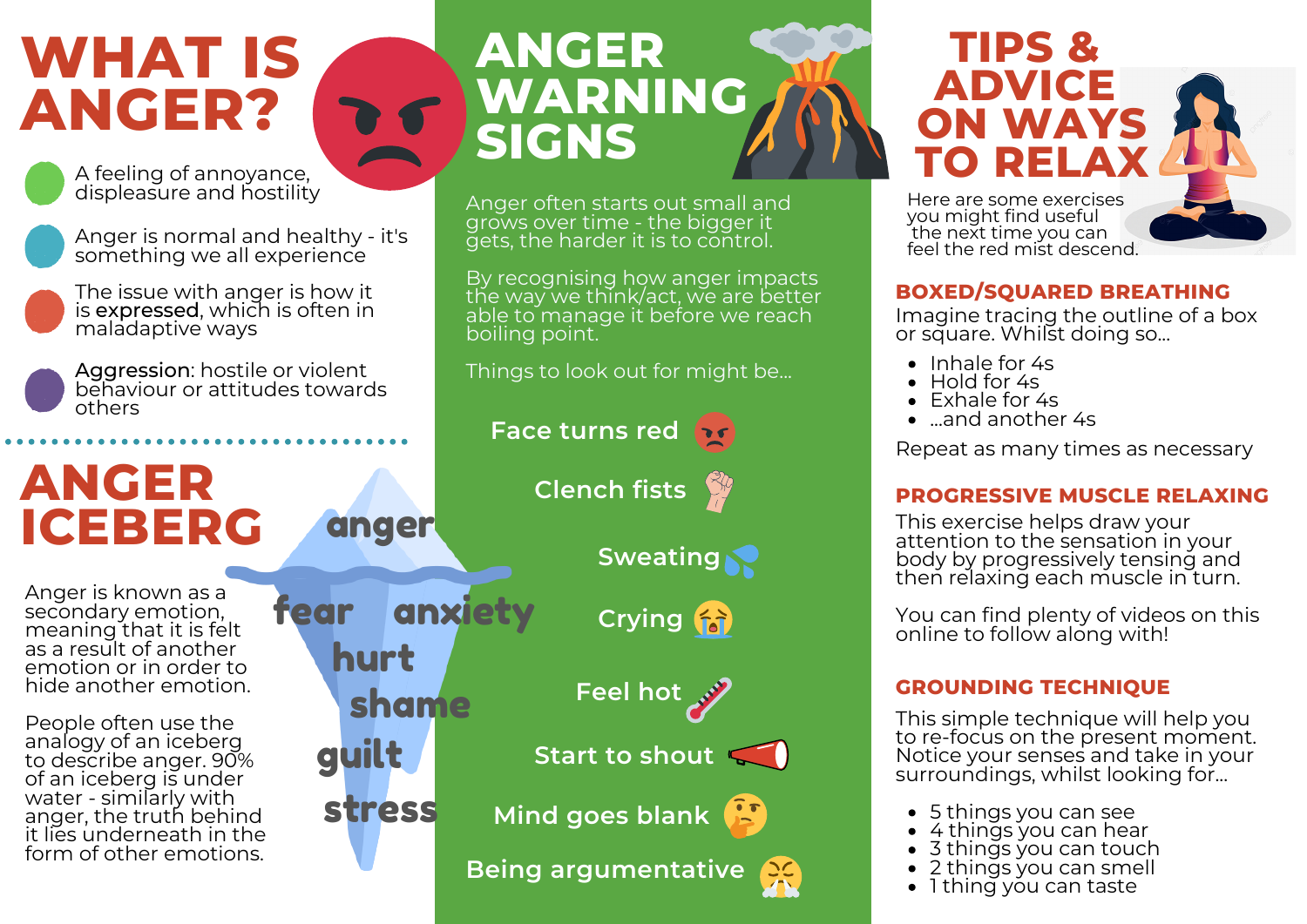# WHAT IS ANGER?

- A feeling of annoyance, displeasure and hostility
- Anger is normal and healthy - it's something we all experience
- The issue with anger is how it is **expressed**, which is often in maladaptive ways
- **Aggression**: hostile or violent behaviour or attitudes towards others

# ANGER ICEBERG

Anger is known as a secondary emotion, meaning that it is felt as a result of another emotion or in order to hide another emotion.

People often use the analogy of an iceberg to describe anger. 90% of an iceberg is under water - similarly with anger, the truth behind it lies underneath in the form of other emotions.

anger

fear anxiety hurt shame guilt stress

# ANGER WARNING SIGNS

Anger often starts out small and grows over time - the bigger it gets, the harder it is to control.

By recognising how anger impacts the way we think/act, we are better able to manage it before we reach boiling point.

Things to look out for might be...

- Face turns red
- Clench fists
- Sweating
- Crying
- Feel hot
- Start to shout
- Mind goes blank
- Being argumentative

# TIPS & ADVICE ON WAYS TO RELAX

Here are some exercises you might find useful the next time you can feel the red mist descend.

## BOXED/SQUARED BREATHING

Imagine tracing the outline of a box or square. Whilst doing so...

- Inhale for 4s
- Hold for 4s
- Exhale for 4s
- ...and another 4s

Repeat as many times as necessary

## PROGRESSIVE MUSCLE RELAXING

This exercise helps draw your attention to the sensation in your body by progressively tensing and then relaxing each muscle in turn.

You can find plenty of videos on this online to follow along with!

## GROUNDING TECHNIQUE

This simple technique will help you to re-focus on the present moment. Notice your senses and take in your surroundings, whilst looking for...

- 5 things you can see
- 4 things you can hear
- 3 things you can touch
- 2 things you can smell
- 1 thing you can taste